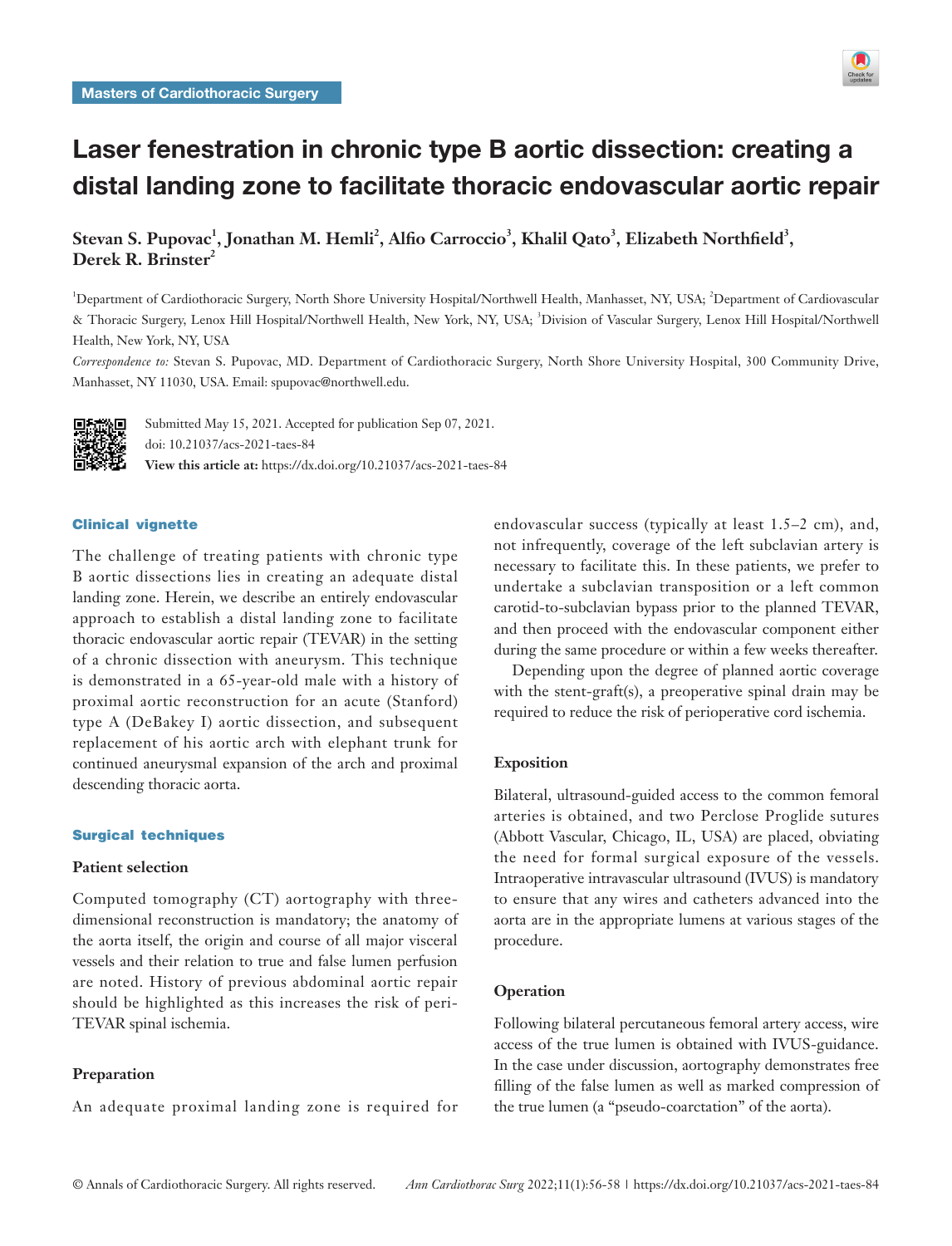Masters of Cardiothoracic Surgery

# Laser fenestration in chronic type B aortic dissection: creating a distal landing zone to facilitate thoracic endovascular aortic repair

**Stevan S. Pupovac[1], Jonathan M. Hemli[2], Alfio Carroccio[3], Khalil Qato[3], Elizabeth Northfield[3], Derek R. Brinster[2]**

[1]Department of Cardiothoracic Surgery, North Shore University Hospital/Northwell Health, Manhasset, NY, USA; [2]Department of Cardiovascular & Thoracic Surgery, Lenox Hill Hospital/Northwell Health, New York, NY, USA; [3]Division of Vascular Surgery, Lenox Hill Hospital/Northwell Health, New York, NY, USA

*Correspondence to:* Stevan S. Pupovac, MD. Department of Cardiothoracic Surgery, North Shore University Hospital, 300 Community Drive, Manhasset, NY 11030, USA. Email: spupovac@northwell.edu.

Submitted May 15, 2021. Accepted for publication Sep 07, 2021.
doi: 10.21037/acs-2021-taes-84
**View this article at:** https://dx.doi.org/10.21037/acs-2021-taes-84

## Clinical vignette

The challenge of treating patients with chronic type B aortic dissections lies in creating an adequate distal landing zone. Herein, we describe an entirely endovascular approach to establish a distal landing zone to facilitate thoracic endovascular aortic repair (TEVAR) in the setting of a chronic dissection with aneurysm. This technique is demonstrated in a 65-year-old male with a history of proximal aortic reconstruction for an acute (Stanford) type A (DeBakey I) aortic dissection, and subsequent replacement of his aortic arch with elephant trunk for continued aneurysmal expansion of the arch and proximal descending thoracic aorta.

## Surgical techniques

### Patient selection

Computed tomography (CT) aortography with three-dimensional reconstruction is mandatory; the anatomy of the aorta itself, the origin and course of all major visceral vessels and their relation to true and false lumen perfusion are noted. History of previous abdominal aortic repair should be highlighted as this increases the risk of peri-TEVAR spinal ischemia.

### Preparation

An adequate proximal landing zone is required for endovascular success (typically at least 1.5–2 cm), and, not infrequently, coverage of the left subclavian artery is necessary to facilitate this. In these patients, we prefer to undertake a subclavian transposition or a left common carotid-to-subclavian bypass prior to the planned TEVAR, and then proceed with the endovascular component either during the same procedure or within a few weeks thereafter.

Depending upon the degree of planned aortic coverage with the stent-graft(s), a preoperative spinal drain may be required to reduce the risk of perioperative cord ischemia.

### Exposition

Bilateral, ultrasound-guided access to the common femoral arteries is obtained, and two Perclose Proglide sutures (Abbott Vascular, Chicago, IL, USA) are placed, obviating the need for formal surgical exposure of the vessels. Intraoperative intravascular ultrasound (IVUS) is mandatory to ensure that any wires and catheters advanced into the aorta are in the appropriate lumens at various stages of the procedure.

### Operation

Following bilateral percutaneous femoral artery access, wire access of the true lumen is obtained with IVUS-guidance. In the case under discussion, aortography demonstrates free filling of the false lumen as well as marked compression of the true lumen (a "pseudo-coarctation" of the aorta).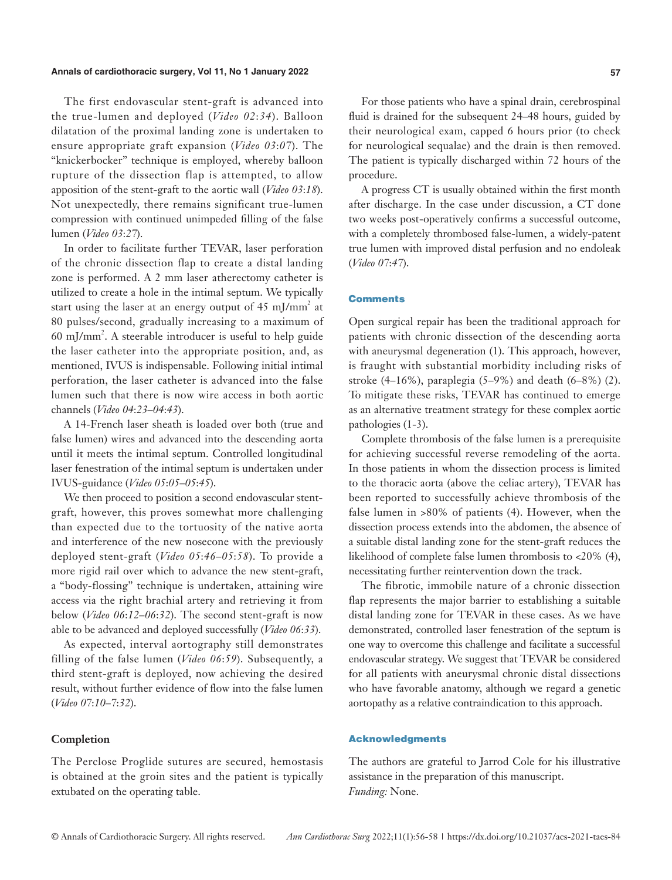The first endovascular stent-graft is advanced into the true-lumen and deployed (*Video 02:34*). Balloon dilatation of the proximal landing zone is undertaken to ensure appropriate graft expansion (*Video 03:07*). The "knickerbocker" technique is employed, whereby balloon rupture of the dissection flap is attempted, to allow apposition of the stent-graft to the aortic wall (*Video 03:18*). Not unexpectedly, there remains significant true-lumen compression with continued unimpeded filling of the false lumen (*Video 03:27*).

In order to facilitate further TEVAR, laser perforation of the chronic dissection flap to create a distal landing zone is performed. A 2 mm laser atherectomy catheter is utilized to create a hole in the intimal septum. We typically start using the laser at an energy output of 45 $mJ/mm^2$ at 80 pulses/second, gradually increasing to a maximum of 60 $mJ/mm^2$. A steerable introducer is useful to help guide the laser catheter into the appropriate position, and, as mentioned, IVUS is indispensable. Following initial intimal perforation, the laser catheter is advanced into the false lumen such that there is now wire access in both aortic channels (*Video 04:23–04:43*).

A 14-French laser sheath is loaded over both (true and false lumen) wires and advanced into the descending aorta until it meets the intimal septum. Controlled longitudinal laser fenestration of the intimal septum is undertaken under IVUS-guidance (*Video 05:05–05:45*).

We then proceed to position a second endovascular stent-graft, however, this proves somewhat more challenging than expected due to the tortuosity of the native aorta and interference of the new nosecone with the previously deployed stent-graft (*Video 05:46–05:58*). To provide a more rigid rail over which to advance the new stent-graft, a "body-flossing" technique is undertaken, attaining wire access via the right brachial artery and retrieving it from below (*Video 06:12–06:32*). The second stent-graft is now able to be advanced and deployed successfully (*Video 06:33*).

As expected, interval aortography still demonstrates filling of the false lumen (*Video 06:59*). Subsequently, a third stent-graft is deployed, now achieving the desired result, without further evidence of flow into the false lumen (*Video 07:10–7:32*).

## Completion

The Perclose Proglide sutures are secured, hemostasis is obtained at the groin sites and the patient is typically extubated on the operating table.

For those patients who have a spinal drain, cerebrospinal fluid is drained for the subsequent 24–48 hours, guided by their neurological exam, capped 6 hours prior (to check for neurological sequalae) and the drain is then removed. The patient is typically discharged within 72 hours of the procedure.

A progress CT is usually obtained within the first month after discharge. In the case under discussion, a CT done two weeks post-operatively confirms a successful outcome, with a completely thrombosed false-lumen, a widely-patent true lumen with improved distal perfusion and no endoleak (*Video 07:47*).

## Comments

Open surgical repair has been the traditional approach for patients with chronic dissection of the descending aorta with aneurysmal degeneration (1). This approach, however, is fraught with substantial morbidity including risks of stroke (4–16%), paraplegia (5–9%) and death (6–8%) (2). To mitigate these risks, TEVAR has continued to emerge as an alternative treatment strategy for these complex aortic pathologies (1-3).

Complete thrombosis of the false lumen is a prerequisite for achieving successful reverse remodeling of the aorta. In those patients in whom the dissection process is limited to the thoracic aorta (above the celiac artery), TEVAR has been reported to successfully achieve thrombosis of the false lumen in >80% of patients (4). However, when the dissection process extends into the abdomen, the absence of a suitable distal landing zone for the stent-graft reduces the likelihood of complete false lumen thrombosis to <20% (4), necessitating further reintervention down the track.

The fibrotic, immobile nature of a chronic dissection flap represents the major barrier to establishing a suitable distal landing zone for TEVAR in these cases. As we have demonstrated, controlled laser fenestration of the septum is one way to overcome this challenge and facilitate a successful endovascular strategy. We suggest that TEVAR be considered for all patients with aneurysmal chronic distal dissections who have favorable anatomy, although we regard a genetic aortopathy as a relative contraindication to this approach.

## Acknowledgments

The authors are grateful to Jarrod Cole for his illustrative assistance in the preparation of this manuscript.
*Funding:* None.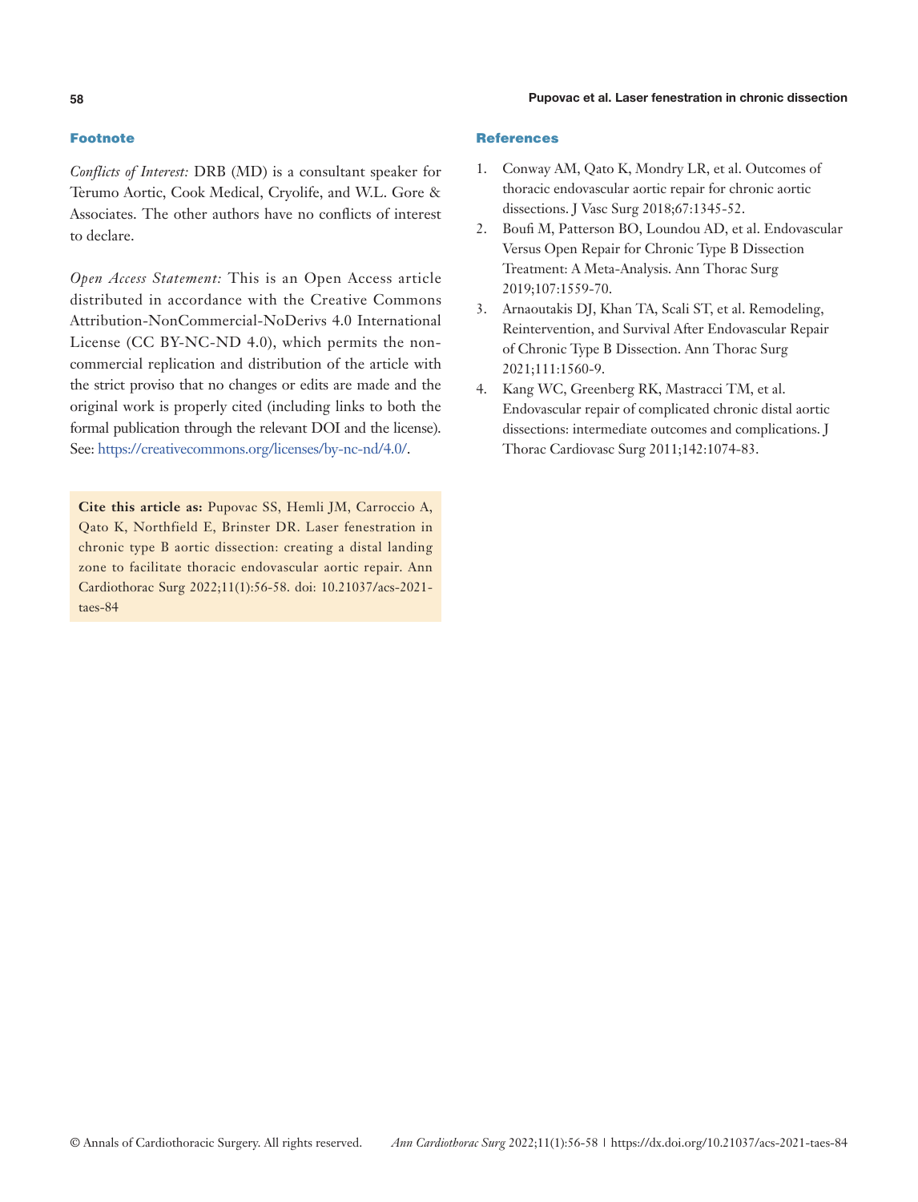## Footnote

*Conflicts of Interest:* DRB (MD) is a consultant speaker for Terumo Aortic, Cook Medical, Cryolife, and W.L. Gore & Associates. The other authors have no conflicts of interest to declare.

*Open Access Statement:* This is an Open Access article distributed in accordance with the Creative Commons Attribution-NonCommercial-NoDerivs 4.0 International License (CC BY-NC-ND 4.0), which permits the non-commercial replication and distribution of the article with the strict proviso that no changes or edits are made and the original work is properly cited (including links to both the formal publication through the relevant DOI and the license). See: https://creativecommons.org/licenses/by-nc-nd/4.0/.

**Cite this article as:** Pupovac SS, Hemli JM, Carroccio A, Qato K, Northfield E, Brinster DR. Laser fenestration in chronic type B aortic dissection: creating a distal landing zone to facilitate thoracic endovascular aortic repair. Ann Cardiothorac Surg 2022;11(1):56-58. doi: 10.21037/acs-2021-taes-84

## References

1. Conway AM, Qato K, Mondry LR, et al. Outcomes of thoracic endovascular aortic repair for chronic aortic dissections. J Vasc Surg 2018;67:1345-52.
2. Boufi M, Patterson BO, Loundou AD, et al. Endovascular Versus Open Repair for Chronic Type B Dissection Treatment: A Meta-Analysis. Ann Thorac Surg 2019;107:1559-70.
3. Arnaoutakis DJ, Khan TA, Scali ST, et al. Remodeling, Reintervention, and Survival After Endovascular Repair of Chronic Type B Dissection. Ann Thorac Surg 2021;111:1560-9.
4. Kang WC, Greenberg RK, Mastracci TM, et al. Endovascular repair of complicated chronic distal aortic dissections: intermediate outcomes and complications. J Thorac Cardiovasc Surg 2011;142:1074-83.